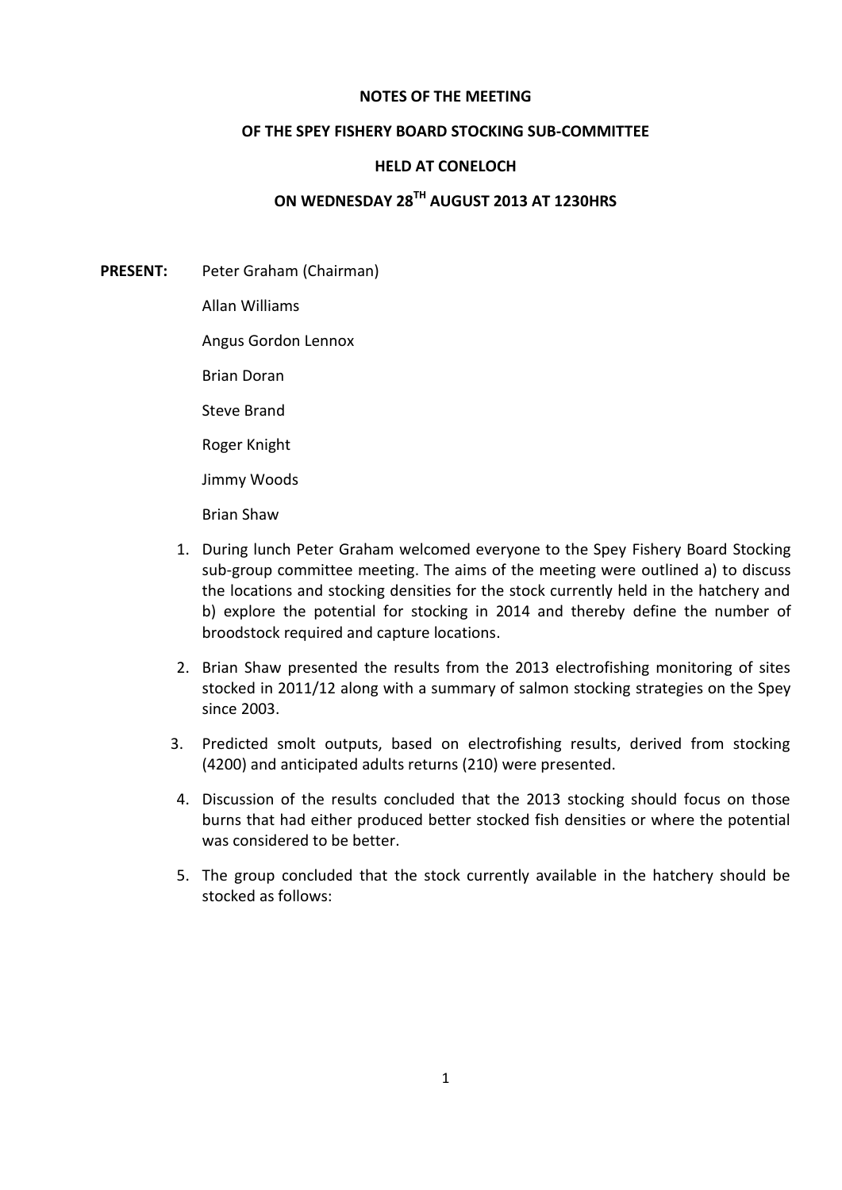**NOTES OF THE MEETING**

**OF THE SPEY FISHERY BOARD STOCKING SUB-COMMITTEE**

**HELD AT CONELOCH**

**ON WEDNESDAY 28TH AUGUST 2013 AT 1230HRS**

**PRESENT:** Peter Graham (Chairman)

Allan Williams

Angus Gordon Lennox

Brian Doran

Steve Brand

Roger Knight

Jimmy Woods

Brian Shaw

1. During lunch Peter Graham welcomed everyone to the Spey Fishery Board Stocking sub-group committee meeting. The aims of the meeting were outlined a) to discuss the locations and stocking densities for the stock currently held in the hatchery and b) explore the potential for stocking in 2014 and thereby define the number of broodstock required and capture locations.
2. Brian Shaw presented the results from the 2013 electrofishing monitoring of sites stocked in 2011/12 along with a summary of salmon stocking strategies on the Spey since 2003.
3. Predicted smolt outputs, based on electrofishing results, derived from stocking (4200) and anticipated adults returns (210) were presented.
4. Discussion of the results concluded that the 2013 stocking should focus on those burns that had either produced better stocked fish densities or where the potential was considered to be better.
5. The group concluded that the stock currently available in the hatchery should be stocked as follows: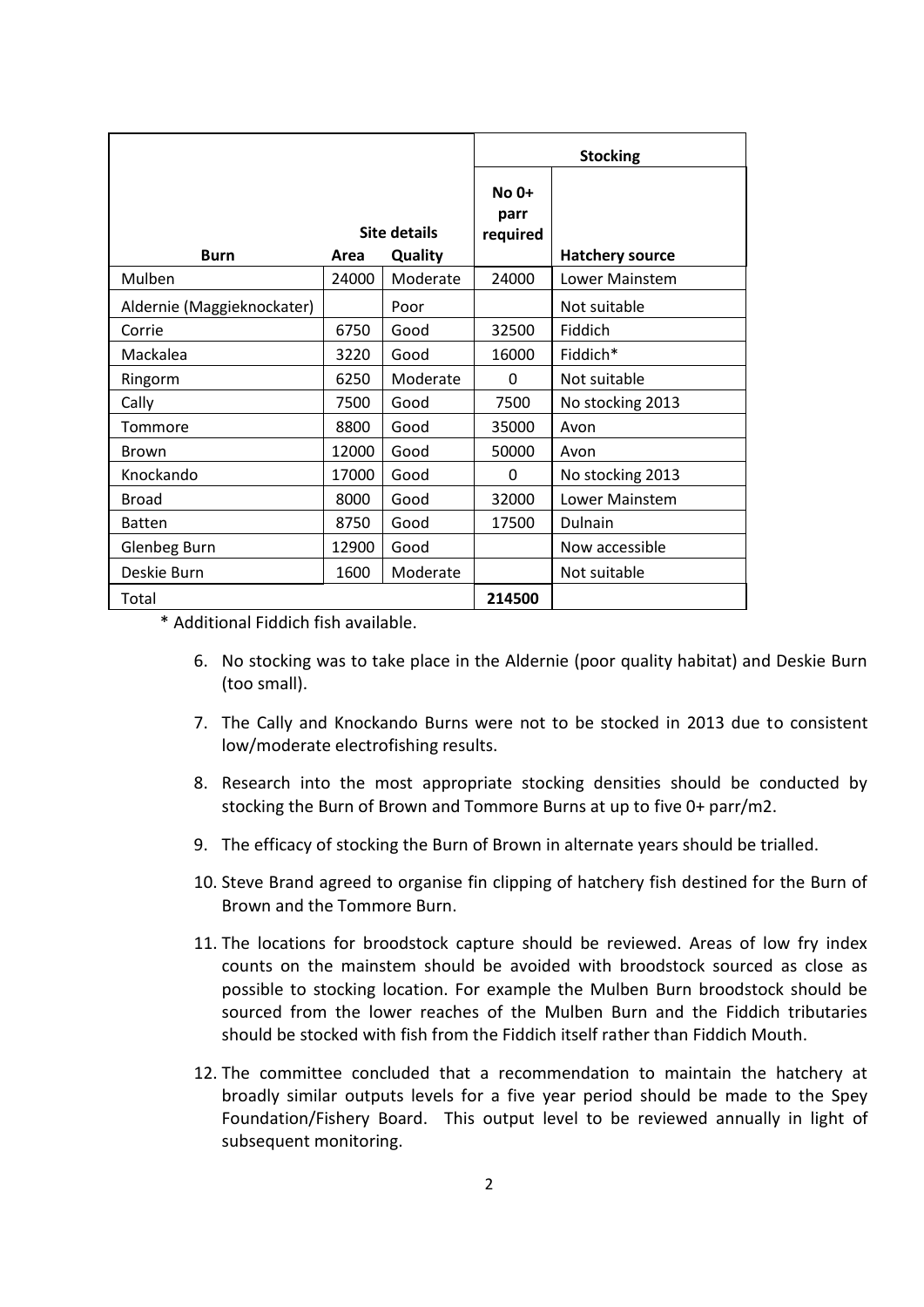| | | | Stocking | |
|---|---|---|---|---|
| | Site details | | No 0+ parr required | |
| Burn | Area | Quality | | Hatchery source |
| Mulben | 24000 | Moderate | 24000 | Lower Mainstem |
| Aldernie (Maggieknockater) | | Poor | | Not suitable |
| Corrie | 6750 | Good | 32500 | Fiddich |
| Mackalea | 3220 | Good | 16000 | Fiddich* |
| Ringorm | 6250 | Moderate | 0 | Not suitable |
| Cally | 7500 | Good | 7500 | No stocking 2013 |
| Tommore | 8800 | Good | 35000 | Avon |
| Brown | 12000 | Good | 50000 | Avon |
| Knockando | 17000 | Good | 0 | No stocking 2013 |
| Broad | 8000 | Good | 32000 | Lower Mainstem |
| Batten | 8750 | Good | 17500 | Dulnain |
| Glenbeg Burn | 12900 | Good | | Now accessible |
| Deskie Burn | 1600 | Moderate | | Not suitable |
| Total | | | **214500** | |

\* Additional Fiddich fish available.

6. No stocking was to take place in the Aldernie (poor quality habitat) and Deskie Burn (too small).
7. The Cally and Knockando Burns were not to be stocked in 2013 due to consistent low/moderate electrofishing results.
8. Research into the most appropriate stocking densities should be conducted by stocking the Burn of Brown and Tommore Burns at up to five 0+ parr/m2.
9. The efficacy of stocking the Burn of Brown in alternate years should be trialled.
10. Steve Brand agreed to organise fin clipping of hatchery fish destined for the Burn of Brown and the Tommore Burn.
11. The locations for broodstock capture should be reviewed. Areas of low fry index counts on the mainstem should be avoided with broodstock sourced as close as possible to stocking location. For example the Mulben Burn broodstock should be sourced from the lower reaches of the Mulben Burn and the Fiddich tributaries should be stocked with fish from the Fiddich itself rather than Fiddich Mouth.
12. The committee concluded that a recommendation to maintain the hatchery at broadly similar outputs levels for a five year period should be made to the Spey Foundation/Fishery Board. This output level to be reviewed annually in light of subsequent monitoring.